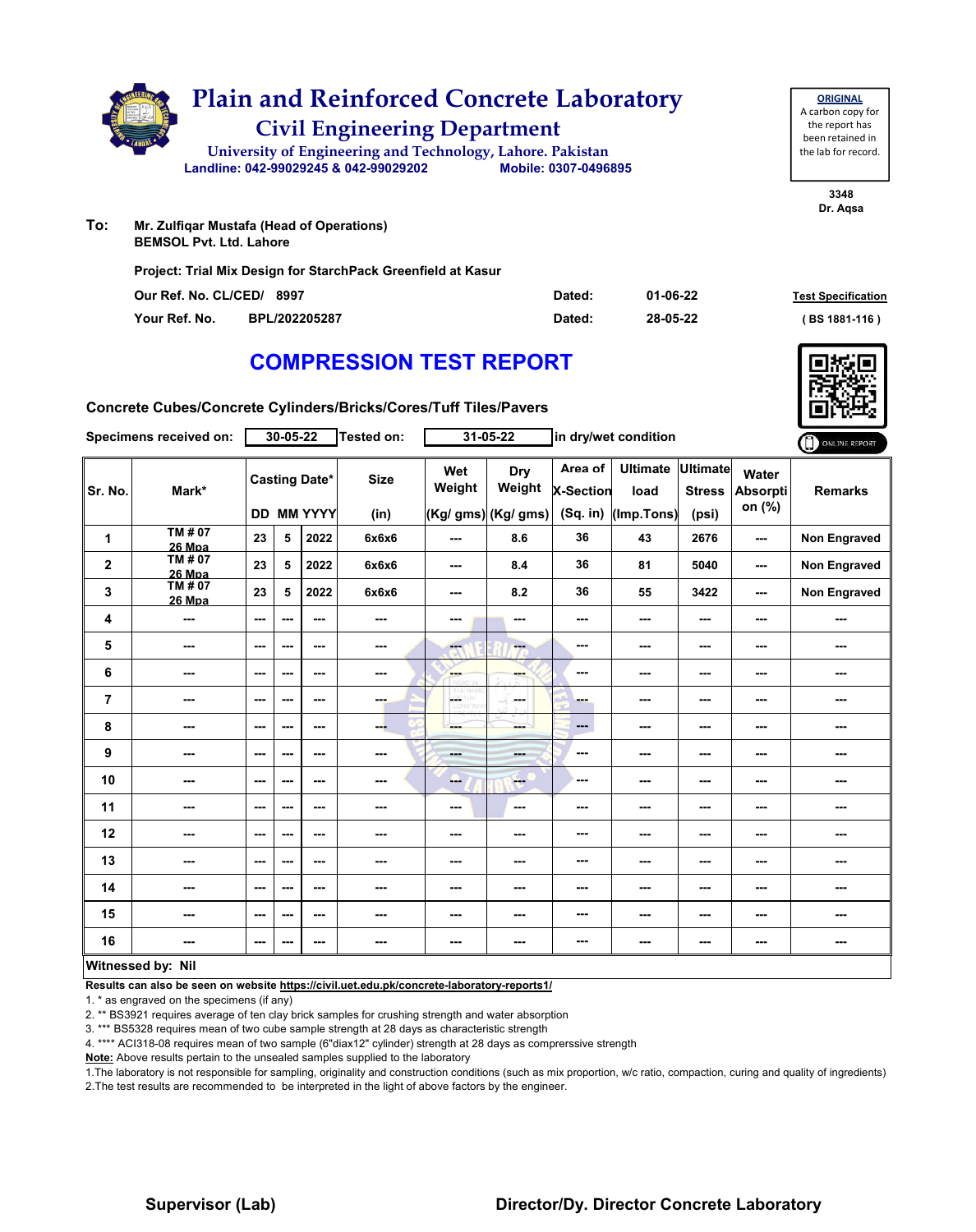# Plain and Reinforced Concrete Laboratory

## Civil Engineering Department

University of Engineering and Technology, Lahore. Pakistan

Landline: 042-99029245 & 042-99029202 Mobile: 0307-0496895

**ORIGINAL**
A carbon copy for the report has been retained in the lab for record.

3348
Dr. Aqsa

**To:** Mr. Zulfiqar Mustafa (Head of Operations)
BEMSOL Pvt. Ltd. Lahore

Project: Trial Mix Design for StarchPack Greenfield at Kasur

Our Ref. No. CL/CED/ 8997 Dated: 01-06-22

Your Ref. No. BPL/202205287 Dated: 28-05-22

Test Specification ( BS 1881-116 )

# COMPRESSION TEST REPORT

Concrete Cubes/Concrete Cylinders/Bricks/Cores/Tuff Tiles/Pavers

Specimens received on: 30-05-22 Tested on: 31-05-22 in dry/wet condition

ONLINE REPORT

| Sr. No. | Mark* | Casting Date* | | | Size | Wet Weight | Dry Weight | Area of X-Section | Ultimate load | Ultimate Stress | Water Absorption (%) | Remarks |
|---|---|---|---|---|---|---|---|---|---|---|---|---|
| | | DD | MM | YYYY | (in) | (Kg/ gms) | (Kg/ gms) | (Sq. in) | (Imp.Tons) | (psi) | | |
| 1 | TM # 07 26 Mpa | 23 | 5 | 2022 | 6x6x6 | --- | 8.6 | 36 | 43 | 2676 | --- | Non Engraved |
| 2 | TM # 07 26 Mpa | 23 | 5 | 2022 | 6x6x6 | --- | 8.4 | 36 | 81 | 5040 | --- | Non Engraved |
| 3 | TM # 07 26 Mpa | 23 | 5 | 2022 | 6x6x6 | --- | 8.2 | 36 | 55 | 3422 | --- | Non Engraved |
| 4 | --- | --- | --- | --- | --- | --- | --- | --- | --- | --- | --- | --- |
| 5 | --- | --- | --- | --- | --- | --- | --- | --- | --- | --- | --- | --- |
| 6 | --- | --- | --- | --- | --- | --- | --- | --- | --- | --- | --- | --- |
| 7 | --- | --- | --- | --- | --- | --- | --- | --- | --- | --- | --- | --- |
| 8 | --- | --- | --- | --- | --- | --- | --- | --- | --- | --- | --- | --- |
| 9 | --- | --- | --- | --- | --- | --- | --- | --- | --- | --- | --- | --- |
| 10 | --- | --- | --- | --- | --- | --- | --- | --- | --- | --- | --- | --- |
| 11 | --- | --- | --- | --- | --- | --- | --- | --- | --- | --- | --- | --- |
| 12 | --- | --- | --- | --- | --- | --- | --- | --- | --- | --- | --- | --- |
| 13 | --- | --- | --- | --- | --- | --- | --- | --- | --- | --- | --- | --- |
| 14 | --- | --- | --- | --- | --- | --- | --- | --- | --- | --- | --- | --- |
| 15 | --- | --- | --- | --- | --- | --- | --- | --- | --- | --- | --- | --- |
| 16 | --- | --- | --- | --- | --- | --- | --- | --- | --- | --- | --- | --- |

**Witnessed by: Nil**

**Results can also be seen on website https://civil.uet.edu.pk/concrete-laboratory-reports1/**

1. * as engraved on the specimens (if any)
2. ** BS3921 requires average of ten clay brick samples for crushing strength and water absorption
3. *** BS5328 requires mean of two cube sample strength at 28 days as characteristic strength
4. **** ACI318-08 requires mean of two sample (6"diax12" cylinder) strength at 28 days as comprerssive strength

**Note:** Above results pertain to the unsealed samples supplied to the laboratory

1.The laboratory is not responsible for sampling, originality and construction conditions (such as mix proportion, w/c ratio, compaction, curing and quality of ingredients)
2.The test results are recommended to be interpreted in the light of above factors by the engineer.

**Supervisor (Lab)** **Director/Dy. Director Concrete Laboratory**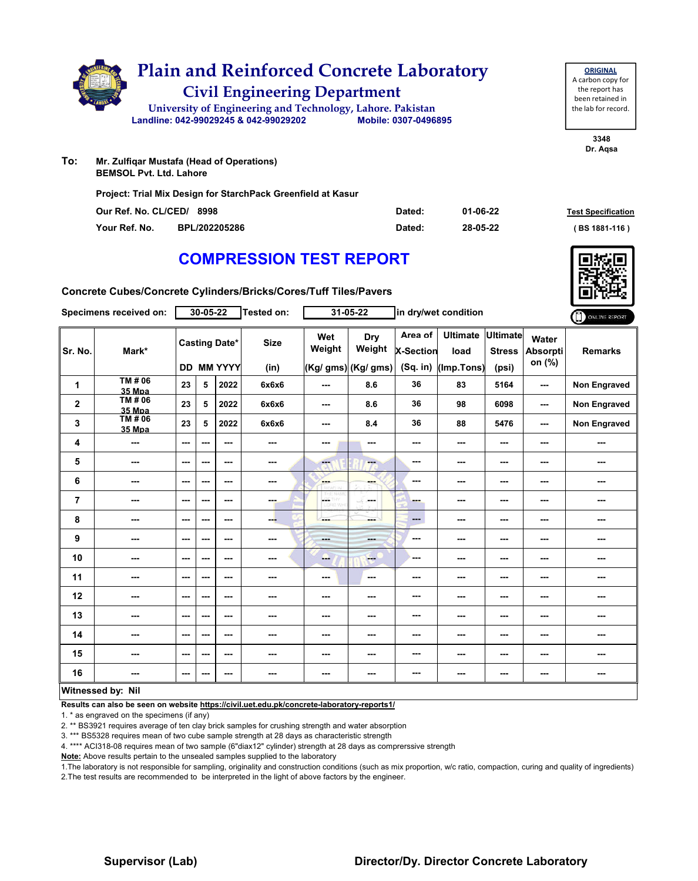# Plain and Reinforced Concrete Laboratory
## Civil Engineering Department
University of Engineering and Technology, Lahore. Pakistan
Landline: 042-99029245 & 042-99029202 Mobile: 0307-0496895

**ORIGINAL**
A carbon copy for the report has been retained in the lab for record.

3348
Dr. Aqsa

**To:** Mr. Zulfiqar Mustafa (Head of Operations)
BEMSOL Pvt. Ltd. Lahore

**Project: Trial Mix Design for StarchPack Greenfield at Kasur**

| | | | |
|---|---|---|---|
| Our Ref. No. CL/CED/ 8998 | Dated: | 01-06-22 | Test Specification |
| Your Ref. No. BPL/202205286 | Dated: | 28-05-22 | ( BS 1881-116 ) |

# COMPRESSION TEST REPORT

**Concrete Cubes/Concrete Cylinders/Bricks/Cores/Tuff Tiles/Pavers**

Specimens received on: 30-05-22 Tested on: 31-05-22 in dry/wet condition

ONLINE REPORT

| Sr. No. | Mark* | Casting Date* DD | MM | YYYY | Size (in) | Wet Weight (Kg/ gms) | Dry Weight (Kg/ gms) | Area of X-Section (Sq. in) | Ultimate load (Imp.Tons) | Ultimate Stress (psi) | Water Absorption (%) | Remarks |
|---|---|---|---|---|---|---|---|---|---|---|---|---|
| 1 | TM # 06 35 Mpa | 23 | 5 | 2022 | 6x6x6 | --- | 8.6 | 36 | 83 | 5164 | --- | Non Engraved |
| 2 | TM # 06 35 Mpa | 23 | 5 | 2022 | 6x6x6 | --- | 8.6 | 36 | 98 | 6098 | --- | Non Engraved |
| 3 | TM # 06 35 Mpa | 23 | 5 | 2022 | 6x6x6 | --- | 8.4 | 36 | 88 | 5476 | --- | Non Engraved |
| 4 | --- | --- | --- | --- | --- | --- | --- | --- | --- | --- | --- | --- |
| 5 | --- | --- | --- | --- | --- | --- | --- | --- | --- | --- | --- | --- |
| 6 | --- | --- | --- | --- | --- | --- | --- | --- | --- | --- | --- | --- |
| 7 | --- | --- | --- | --- | --- | --- | --- | --- | --- | --- | --- | --- |
| 8 | --- | --- | --- | --- | --- | --- | --- | --- | --- | --- | --- | --- |
| 9 | --- | --- | --- | --- | --- | --- | --- | --- | --- | --- | --- | --- |
| 10 | --- | --- | --- | --- | --- | --- | --- | --- | --- | --- | --- | --- |
| 11 | --- | --- | --- | --- | --- | --- | --- | --- | --- | --- | --- | --- |
| 12 | --- | --- | --- | --- | --- | --- | --- | --- | --- | --- | --- | --- |
| 13 | --- | --- | --- | --- | --- | --- | --- | --- | --- | --- | --- | --- |
| 14 | --- | --- | --- | --- | --- | --- | --- | --- | --- | --- | --- | --- |
| 15 | --- | --- | --- | --- | --- | --- | --- | --- | --- | --- | --- | --- |
| 16 | --- | --- | --- | --- | --- | --- | --- | --- | --- | --- | --- | --- |

**Witnessed by: Nil**

**Results can also be seen on website https://civil.uet.edu.pk/concrete-laboratory-reports1/**

1. * as engraved on the specimens (if any)
2. ** BS3921 requires average of ten clay brick samples for crushing strength and water absorption
3. *** BS5328 requires mean of two cube sample strength at 28 days as characteristic strength
4. **** ACI318-08 requires mean of two sample (6"diax12" cylinder) strength at 28 days as comprerssive strength

**Note:** Above results pertain to the unsealed samples supplied to the laboratory

1. The laboratory is not responsible for sampling, originality and construction conditions (such as mix proportion, w/c ratio, compaction, curing and quality of ingredients)
2. The test results are recommended to be interpreted in the light of above factors by the engineer.

**Supervisor (Lab)** **Director/Dy. Director Concrete Laboratory**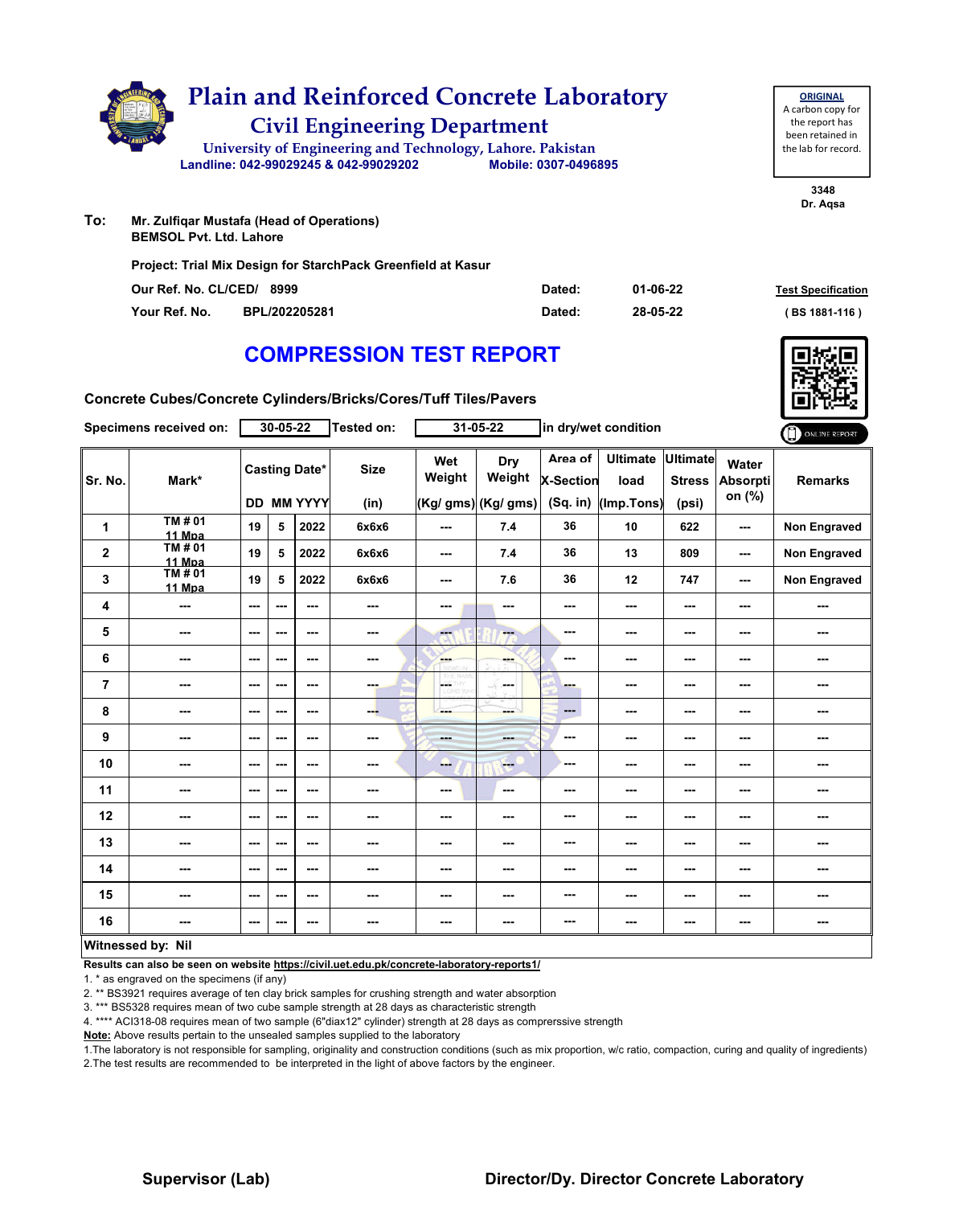# Plain and Reinforced Concrete Laboratory

## Civil Engineering Department

University of Engineering and Technology, Lahore. Pakistan

Landline: 042-99029245 & 042-99029202 Mobile: 0307-0496895

**ORIGINAL**
A carbon copy for the report has been retained in the lab for record.

3348
Dr. Aqsa

**To:** Mr. Zulfiqar Mustafa (Head of Operations)
BEMSOL Pvt. Ltd. Lahore

**Project: Trial Mix Design for StarchPack Greenfield at Kasur**

| | | | |
|---|---|---|---|
| Our Ref. No. CL/CED/ 8999 | Dated: | 01-06-22 | **Test Specification** |
| Your Ref. No. BPL/202205281 | Dated: | 28-05-22 | ( BS 1881-116 ) |

## COMPRESSION TEST REPORT

**Concrete Cubes/Concrete Cylinders/Bricks/Cores/Tuff Tiles/Pavers**

Specimens received on: 30-05-22 Tested on: 31-05-22 in dry/wet condition

ONLINE REPORT

| Sr. No. | Mark* | Casting Date* DD | MM | YYYY | Size (in) | Wet Weight (Kg/ gms) | Dry Weight (Kg/ gms) | Area of X-Section (Sq. in) | Ultimate load (Imp.Tons) | Ultimate Stress (psi) | Water Absorption (%) | Remarks |
|---|---|---|---|---|---|---|---|---|---|---|---|---|
| 1 | TM # 01 11 Mpa | 19 | 5 | 2022 | 6x6x6 | --- | 7.4 | 36 | 10 | 622 | --- | Non Engraved |
| 2 | TM # 01 11 Mpa | 19 | 5 | 2022 | 6x6x6 | --- | 7.4 | 36 | 13 | 809 | --- | Non Engraved |
| 3 | TM # 01 11 Mpa | 19 | 5 | 2022 | 6x6x6 | --- | 7.6 | 36 | 12 | 747 | --- | Non Engraved |
| 4 | --- | --- | --- | --- | --- | --- | --- | --- | --- | --- | --- | --- |
| 5 | --- | --- | --- | --- | --- | --- | --- | --- | --- | --- | --- | --- |
| 6 | --- | --- | --- | --- | --- | --- | --- | --- | --- | --- | --- | --- |
| 7 | --- | --- | --- | --- | --- | --- | --- | --- | --- | --- | --- | --- |
| 8 | --- | --- | --- | --- | --- | --- | --- | --- | --- | --- | --- | --- |
| 9 | --- | --- | --- | --- | --- | --- | --- | --- | --- | --- | --- | --- |
| 10 | --- | --- | --- | --- | --- | --- | --- | --- | --- | --- | --- | --- |
| 11 | --- | --- | --- | --- | --- | --- | --- | --- | --- | --- | --- | --- |
| 12 | --- | --- | --- | --- | --- | --- | --- | --- | --- | --- | --- | --- |
| 13 | --- | --- | --- | --- | --- | --- | --- | --- | --- | --- | --- | --- |
| 14 | --- | --- | --- | --- | --- | --- | --- | --- | --- | --- | --- | --- |
| 15 | --- | --- | --- | --- | --- | --- | --- | --- | --- | --- | --- | --- |
| 16 | --- | --- | --- | --- | --- | --- | --- | --- | --- | --- | --- | --- |

**Witnessed by: Nil**

**Results can also be seen on website https://civil.uet.edu.pk/concrete-laboratory-reports1/**

1. * as engraved on the specimens (if any)
2. ** BS3921 requires average of ten clay brick samples for crushing strength and water absorption
3. *** BS5328 requires mean of two cube sample strength at 28 days as characteristic strength
4. **** ACI318-08 requires mean of two sample (6"diax12" cylinder) strength at 28 days as comprerssive strength

**Note:** Above results pertain to the unsealed samples supplied to the laboratory

1. The laboratory is not responsible for sampling, originality and construction conditions (such as mix proportion, w/c ratio, compaction, curing and quality of ingredients)
2. The test results are recommended to be interpreted in the light of above factors by the engineer.

**Supervisor (Lab)** **Director/Dy. Director Concrete Laboratory**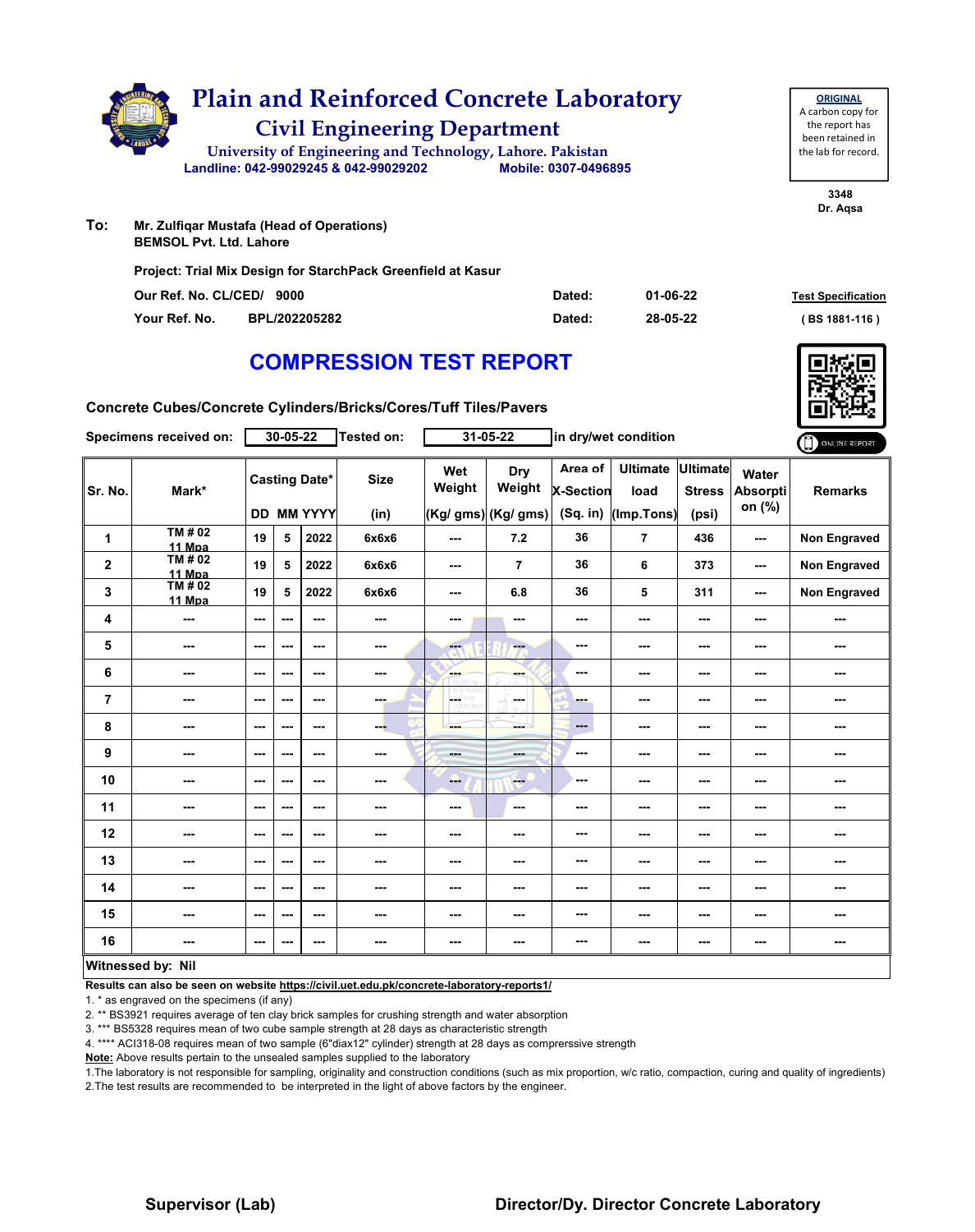# Plain and Reinforced Concrete Laboratory

## Civil Engineering Department

University of Engineering and Technology, Lahore. Pakistan

Landline: 042-99029245 & 042-99029202 Mobile: 0307-0496895

**ORIGINAL**
A carbon copy for the report has been retained in the lab for record.

3348
Dr. Aqsa

**To:** Mr. Zulfiqar Mustafa (Head of Operations)
BEMSOL Pvt. Ltd. Lahore

Project: Trial Mix Design for StarchPack Greenfield at Kasur

| | | | |
|---|---|---|---|
| Our Ref. No. CL/CED/ 9000 | Dated: | 01-06-22 | Test Specification |
| Your Ref. No. BPL/202205282 | Dated: | 28-05-22 | ( BS 1881-116 ) |

# COMPRESSION TEST REPORT

Concrete Cubes/Concrete Cylinders/Bricks/Cores/Tuff Tiles/Pavers

Specimens received on: 30-05-22 Tested on: 31-05-22 in dry/wet condition

ONLINE REPORT

| Sr. No. | Mark* | Casting Date* DD | MM | YYYY | Size (in) | Wet Weight (Kg/ gms) | Dry Weight (Kg/ gms) | Area of X-Section (Sq. in) | Ultimate load (Imp.Tons) | Ultimate Stress (psi) | Water Absorption (%) | Remarks |
|---|---|---|---|---|---|---|---|---|---|---|---|---|
| 1 | TM # 02 11 Mpa | 19 | 5 | 2022 | 6x6x6 | --- | 7.2 | 36 | 7 | 436 | --- | Non Engraved |
| 2 | TM # 02 11 Mpa | 19 | 5 | 2022 | 6x6x6 | --- | 7 | 36 | 6 | 373 | --- | Non Engraved |
| 3 | TM # 02 11 Mpa | 19 | 5 | 2022 | 6x6x6 | --- | 6.8 | 36 | 5 | 311 | --- | Non Engraved |
| 4 | --- | --- | --- | --- | --- | --- | --- | --- | --- | --- | --- | --- |
| 5 | --- | --- | --- | --- | --- | --- | --- | --- | --- | --- | --- | --- |
| 6 | --- | --- | --- | --- | --- | --- | --- | --- | --- | --- | --- | --- |
| 7 | --- | --- | --- | --- | --- | --- | --- | --- | --- | --- | --- | --- |
| 8 | --- | --- | --- | --- | --- | --- | --- | --- | --- | --- | --- | --- |
| 9 | --- | --- | --- | --- | --- | --- | --- | --- | --- | --- | --- | --- |
| 10 | --- | --- | --- | --- | --- | --- | --- | --- | --- | --- | --- | --- |
| 11 | --- | --- | --- | --- | --- | --- | --- | --- | --- | --- | --- | --- |
| 12 | --- | --- | --- | --- | --- | --- | --- | --- | --- | --- | --- | --- |
| 13 | --- | --- | --- | --- | --- | --- | --- | --- | --- | --- | --- | --- |
| 14 | --- | --- | --- | --- | --- | --- | --- | --- | --- | --- | --- | --- |
| 15 | --- | --- | --- | --- | --- | --- | --- | --- | --- | --- | --- | --- |
| 16 | --- | --- | --- | --- | --- | --- | --- | --- | --- | --- | --- | --- |

**Witnessed by: Nil**

**Results can also be seen on website https://civil.uet.edu.pk/concrete-laboratory-reports1/**

1. * as engraved on the specimens (if any)
2. ** BS3921 requires average of ten clay brick samples for crushing strength and water absorption
3. *** BS5328 requires mean of two cube sample strength at 28 days as characteristic strength
4. **** ACI318-08 requires mean of two sample (6"diax12" cylinder) strength at 28 days as comprerssive strength

**Note:** Above results pertain to the unsealed samples supplied to the laboratory

1.The laboratory is not responsible for sampling, originality and construction conditions (such as mix proportion, w/c ratio, compaction, curing and quality of ingredients)
2.The test results are recommended to be interpreted in the light of above factors by the engineer.

**Supervisor (Lab)** **Director/Dy. Director Concrete Laboratory**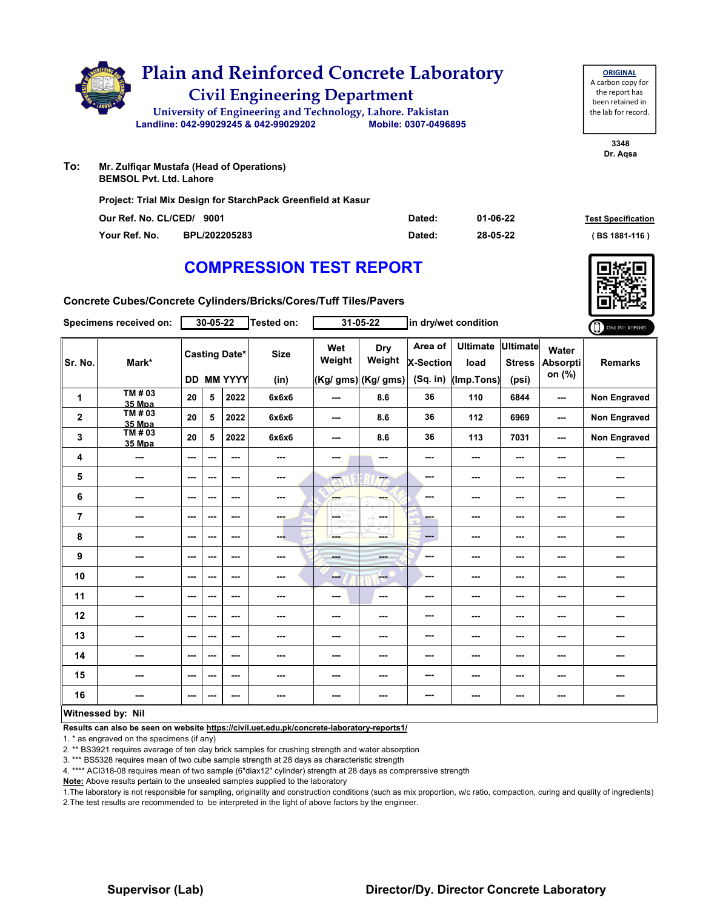# Plain and Reinforced Concrete Laboratory

## Civil Engineering Department

University of Engineering and Technology, Lahore. Pakistan

Landline: 042-99029245 & 042-99029202 Mobile: 0307-0496895

**ORIGINAL**
A carbon copy for the report has been retained in the lab for record.

3348
Dr. Aqsa

**To:** Mr. Zulfiqar Mustafa (Head of Operations)
BEMSOL Pvt. Ltd. Lahore

**Project:** Trial Mix Design for StarchPack Greenfield at Kasur

Our Ref. No. CL/CED/ 9001 Dated: 01-06-22

Your Ref. No. BPL/202205283 Dated: 28-05-22

**Test Specification** ( BS 1881-116 )

# COMPRESSION TEST REPORT

**Concrete Cubes/Concrete Cylinders/Bricks/Cores/Tuff Tiles/Pavers**

Specimens received on: 30-05-22 Tested on: 31-05-22 in dry/wet condition

| Sr. No. | Mark* | Casting Date* DD | MM | YYYY | Size (in) | Wet Weight (Kg/ gms) | Dry Weight (Kg/ gms) | Area of X-Section (Sq. in) | Ultimate load (Imp.Tons) | Ultimate Stress (psi) | Water Absorption (%) | Remarks |
|---|---|---|---|---|---|---|---|---|---|---|---|---|
| 1 | TM # 03 35 Mpa | 20 | 5 | 2022 | 6x6x6 | --- | 8.6 | 36 | 110 | 6844 | --- | Non Engraved |
| 2 | TM # 03 35 Mpa | 20 | 5 | 2022 | 6x6x6 | --- | 8.6 | 36 | 112 | 6969 | --- | Non Engraved |
| 3 | TM # 03 35 Mpa | 20 | 5 | 2022 | 6x6x6 | --- | 8.6 | 36 | 113 | 7031 | --- | Non Engraved |
| 4 | --- | --- | --- | --- | --- | --- | --- | --- | --- | --- | --- | --- |
| 5 | --- | --- | --- | --- | --- | --- | --- | --- | --- | --- | --- | --- |
| 6 | --- | --- | --- | --- | --- | --- | --- | --- | --- | --- | --- | --- |
| 7 | --- | --- | --- | --- | --- | --- | --- | --- | --- | --- | --- | --- |
| 8 | --- | --- | --- | --- | --- | --- | --- | --- | --- | --- | --- | --- |
| 9 | --- | --- | --- | --- | --- | --- | --- | --- | --- | --- | --- | --- |
| 10 | --- | --- | --- | --- | --- | --- | --- | --- | --- | --- | --- | --- |
| 11 | --- | --- | --- | --- | --- | --- | --- | --- | --- | --- | --- | --- |
| 12 | --- | --- | --- | --- | --- | --- | --- | --- | --- | --- | --- | --- |
| 13 | --- | --- | --- | --- | --- | --- | --- | --- | --- | --- | --- | --- |
| 14 | --- | --- | --- | --- | --- | --- | --- | --- | --- | --- | --- | --- |
| 15 | --- | --- | --- | --- | --- | --- | --- | --- | --- | --- | --- | --- |
| 16 | --- | --- | --- | --- | --- | --- | --- | --- | --- | --- | --- | --- |

**Witnessed by: Nil**

**Results can also be seen on website https://civil.uet.edu.pk/concrete-laboratory-reports1/**

1. * as engraved on the specimens (if any)
2. ** BS3921 requires average of ten clay brick samples for crushing strength and water absorption
3. *** BS5328 requires mean of two cube sample strength at 28 days as characteristic strength
4. **** ACI318-08 requires mean of two sample (6"diax12" cylinder) strength at 28 days as comprerssive strength

**Note:** Above results pertain to the unsealed samples supplied to the laboratory

1. The laboratory is not responsible for sampling, originality and construction conditions (such as mix proportion, w/c ratio, compaction, curing and quality of ingredients)
2. The test results are recommended to be interpreted in the light of above factors by the engineer.

**Supervisor (Lab)** **Director/Dy. Director Concrete Laboratory**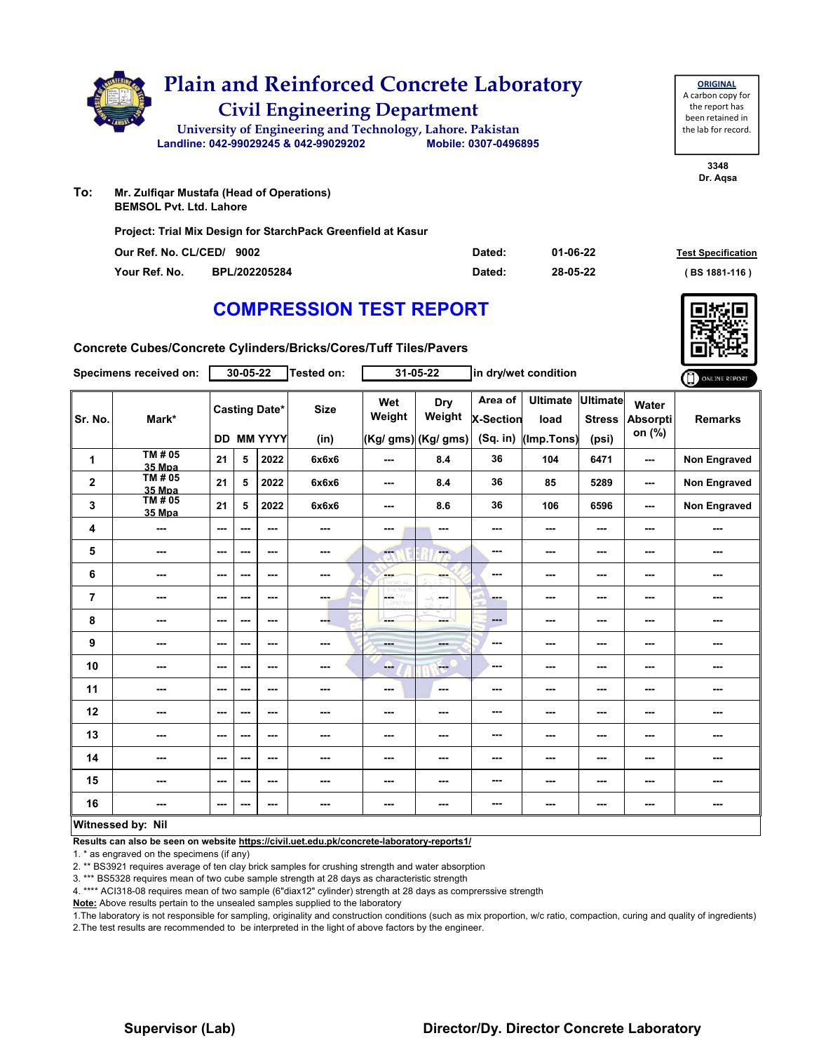# Plain and Reinforced Concrete Laboratory

## Civil Engineering Department

University of Engineering and Technology, Lahore. Pakistan

Landline: 042-99029245 & 042-99029202 Mobile: 0307-0496895

**ORIGINAL**
A carbon copy for the report has been retained in the lab for record.

3348
Dr. Aqsa

**To:** Mr. Zulfiqar Mustafa (Head of Operations)
BEMSOL Pvt. Ltd. Lahore

**Project: Trial Mix Design for StarchPack Greenfield at Kasur**

| | | | |
|---|---|---|---|
| Our Ref. No. CL/CED/ 9002 | Dated: | 01-06-22 | Test Specification |
| Your Ref. No. BPL/202205284 | Dated: | 28-05-22 | ( BS 1881-116 ) |

# COMPRESSION TEST REPORT

**Concrete Cubes/Concrete Cylinders/Bricks/Cores/Tuff Tiles/Pavers**

Specimens received on: 30-05-22 Tested on: 31-05-22 in dry/wet condition

ONLINE REPORT

| Sr. No. | Mark* | Casting Date* DD | MM | YYYY | Size (in) | Wet Weight (Kg/ gms) | Dry Weight (Kg/ gms) | Area of X-Section (Sq. in) | Ultimate load (Imp.Tons) | Ultimate Stress (psi) | Water Absorption (%) | Remarks |
|---|---|---|---|---|---|---|---|---|---|---|---|---|
| 1 | TM # 05 35 Mpa | 21 | 5 | 2022 | 6x6x6 | --- | 8.4 | 36 | 104 | 6471 | --- | Non Engraved |
| 2 | TM # 05 35 Mpa | 21 | 5 | 2022 | 6x6x6 | --- | 8.4 | 36 | 85 | 5289 | --- | Non Engraved |
| 3 | TM # 05 35 Mpa | 21 | 5 | 2022 | 6x6x6 | --- | 8.6 | 36 | 106 | 6596 | --- | Non Engraved |
| 4 | --- | --- | --- | --- | --- | --- | --- | --- | --- | --- | --- | --- |
| 5 | --- | --- | --- | --- | --- | --- | --- | --- | --- | --- | --- | --- |
| 6 | --- | --- | --- | --- | --- | --- | --- | --- | --- | --- | --- | --- |
| 7 | --- | --- | --- | --- | --- | --- | --- | --- | --- | --- | --- | --- |
| 8 | --- | --- | --- | --- | --- | --- | --- | --- | --- | --- | --- | --- |
| 9 | --- | --- | --- | --- | --- | --- | --- | --- | --- | --- | --- | --- |
| 10 | --- | --- | --- | --- | --- | --- | --- | --- | --- | --- | --- | --- |
| 11 | --- | --- | --- | --- | --- | --- | --- | --- | --- | --- | --- | --- |
| 12 | --- | --- | --- | --- | --- | --- | --- | --- | --- | --- | --- | --- |
| 13 | --- | --- | --- | --- | --- | --- | --- | --- | --- | --- | --- | --- |
| 14 | --- | --- | --- | --- | --- | --- | --- | --- | --- | --- | --- | --- |
| 15 | --- | --- | --- | --- | --- | --- | --- | --- | --- | --- | --- | --- |
| 16 | --- | --- | --- | --- | --- | --- | --- | --- | --- | --- | --- | --- |

**Witnessed by: Nil**

**Results can also be seen on website https://civil.uet.edu.pk/concrete-laboratory-reports1/**

1. * as engraved on the specimens (if any)
2. ** BS3921 requires average of ten clay brick samples for crushing strength and water absorption
3. *** BS5328 requires mean of two cube sample strength at 28 days as characteristic strength
4. **** ACI318-08 requires mean of two sample (6"diax12" cylinder) strength at 28 days as comprerssive strength

**Note:** Above results pertain to the unsealed samples supplied to the laboratory

1.The laboratory is not responsible for sampling, originality and construction conditions (such as mix proportion, w/c ratio, compaction, curing and quality of ingredients)
2.The test results are recommended to be interpreted in the light of above factors by the engineer.

**Supervisor (Lab)** **Director/Dy. Director Concrete Laboratory**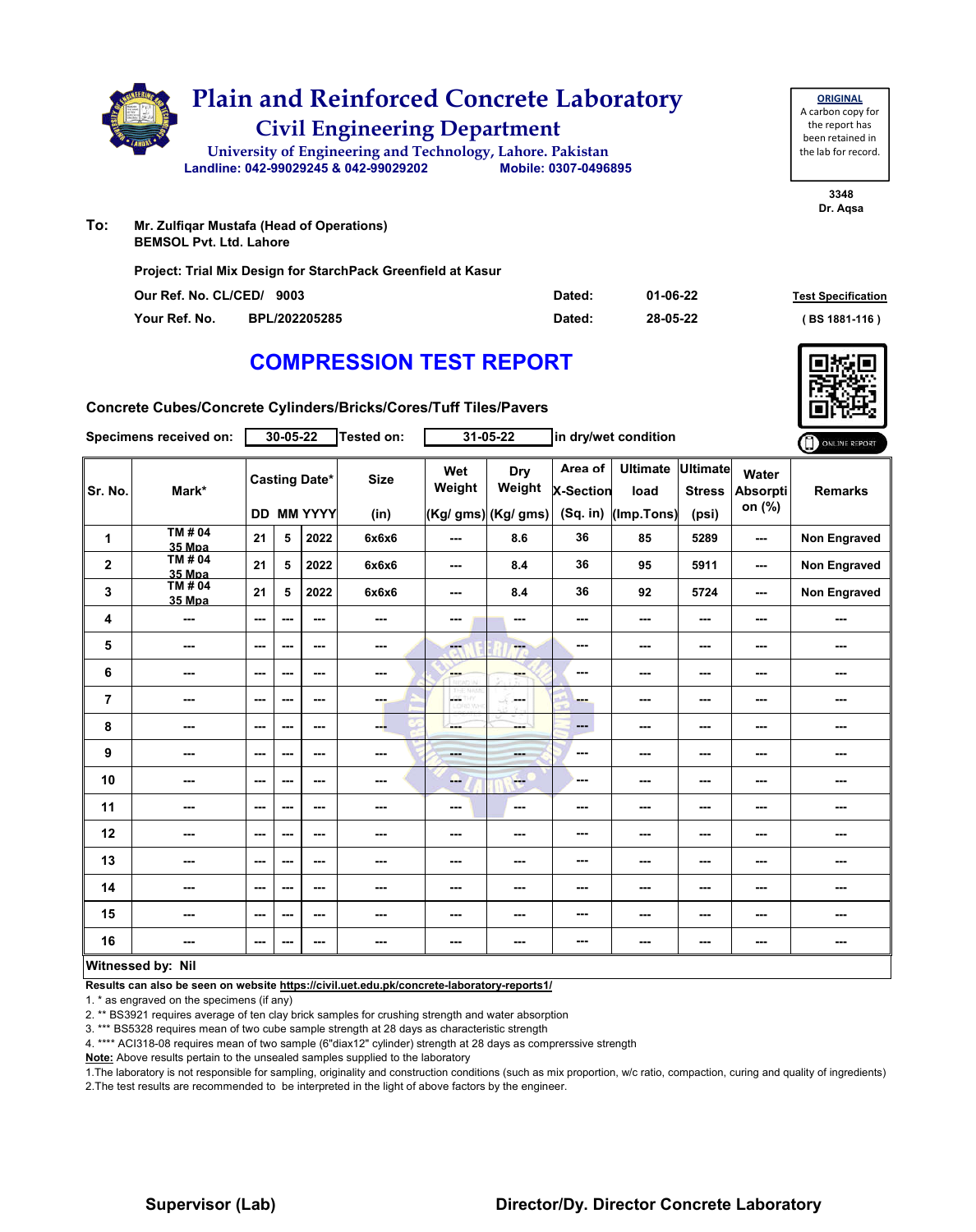# Plain and Reinforced Concrete Laboratory

## Civil Engineering Department

University of Engineering and Technology, Lahore. Pakistan

Landline: 042-99029245 & 042-99029202 Mobile: 0307-0496895

**ORIGINAL**
A carbon copy for the report has been retained in the lab for record.

3348
Dr. Aqsa

**To:** Mr. Zulfiqar Mustafa (Head of Operations)
BEMSOL Pvt. Ltd. Lahore

Project: Trial Mix Design for StarchPack Greenfield at Kasur

Our Ref. No. CL/CED/ 9003 Dated: 01-06-22

Your Ref. No. BPL/202205285 Dated: 28-05-22

Test Specification (BS 1881-116)

# COMPRESSION TEST REPORT

Concrete Cubes/Concrete Cylinders/Bricks/Cores/Tuff Tiles/Pavers

Specimens received on: 30-05-22 Tested on: 31-05-22 in dry/wet condition

| Sr. No. | Mark* | Casting Date* | | | Size | Wet Weight | Dry Weight | Area of X-Section | Ultimate load | Ultimate Stress | Water Absorption (%) | Remarks |
|---|---|---|---|---|---|---|---|---|---|---|---|---|
| | | DD | MM | YYYY | (in) | (Kg/ gms) | (Kg/ gms) | (Sq. in) | (Imp.Tons) | (psi) | | |
| 1 | TM # 04 35 Mpa | 21 | 5 | 2022 | 6x6x6 | --- | 8.6 | 36 | 85 | 5289 | --- | Non Engraved |
| 2 | TM # 04 35 Mpa | 21 | 5 | 2022 | 6x6x6 | --- | 8.4 | 36 | 95 | 5911 | --- | Non Engraved |
| 3 | TM # 04 35 Mpa | 21 | 5 | 2022 | 6x6x6 | --- | 8.4 | 36 | 92 | 5724 | --- | Non Engraved |
| 4 | --- | --- | --- | --- | --- | --- | --- | --- | --- | --- | --- | --- |
| 5 | --- | --- | --- | --- | --- | --- | --- | --- | --- | --- | --- | --- |
| 6 | --- | --- | --- | --- | --- | --- | --- | --- | --- | --- | --- | --- |
| 7 | --- | --- | --- | --- | --- | --- | --- | --- | --- | --- | --- | --- |
| 8 | --- | --- | --- | --- | --- | --- | --- | --- | --- | --- | --- | --- |
| 9 | --- | --- | --- | --- | --- | --- | --- | --- | --- | --- | --- | --- |
| 10 | --- | --- | --- | --- | --- | --- | --- | --- | --- | --- | --- | --- |
| 11 | --- | --- | --- | --- | --- | --- | --- | --- | --- | --- | --- | --- |
| 12 | --- | --- | --- | --- | --- | --- | --- | --- | --- | --- | --- | --- |
| 13 | --- | --- | --- | --- | --- | --- | --- | --- | --- | --- | --- | --- |
| 14 | --- | --- | --- | --- | --- | --- | --- | --- | --- | --- | --- | --- |
| 15 | --- | --- | --- | --- | --- | --- | --- | --- | --- | --- | --- | --- |
| 16 | --- | --- | --- | --- | --- | --- | --- | --- | --- | --- | --- | --- |

**Witnessed by: Nil**

**Results can also be seen on website https://civil.uet.edu.pk/concrete-laboratory-reports1/**

1. * as engraved on the specimens (if any)
2. ** BS3921 requires average of ten clay brick samples for crushing strength and water absorption
3. *** BS5328 requires mean of two cube sample strength at 28 days as characteristic strength
4. **** ACI318-08 requires mean of two sample (6"diax12" cylinder) strength at 28 days as comprerssive strength

**Note:** Above results pertain to the unsealed samples supplied to the laboratory

1.The laboratory is not responsible for sampling, originality and construction conditions (such as mix proportion, w/c ratio, compaction, curing and quality of ingredients)
2.The test results are recommended to be interpreted in the light of above factors by the engineer.

**Supervisor (Lab)** **Director/Dy. Director Concrete Laboratory**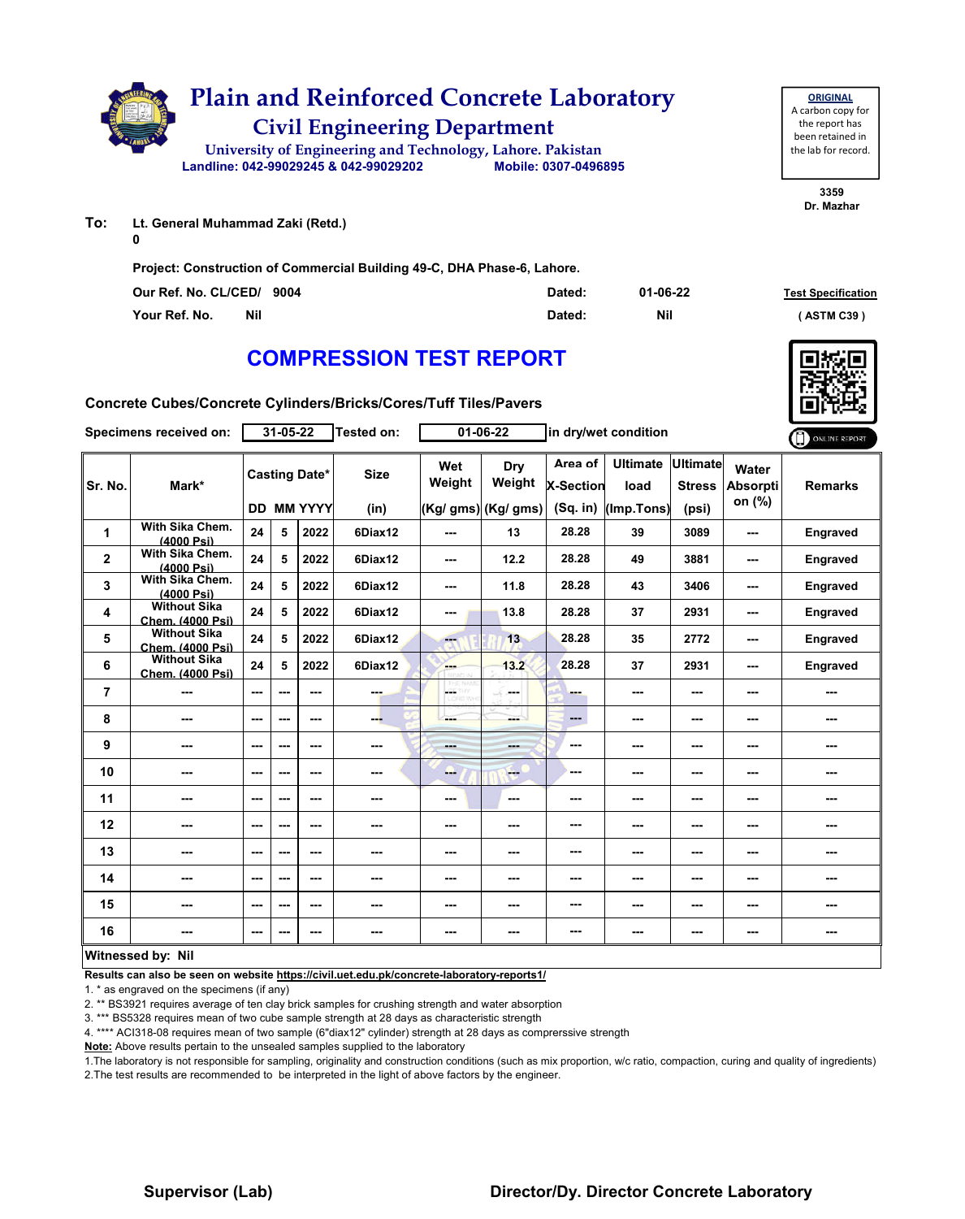# Plain and Reinforced Concrete Laboratory

## Civil Engineering Department

University of Engineering and Technology, Lahore. Pakistan

Landline: 042-99029245 & 042-99029202 Mobile: 0307-0496895

**ORIGINAL**
A carbon copy for the report has been retained in the lab for record.

3359
Dr. Mazhar

**To:** Lt. General Muhammad Zaki (Retd.)
0

**Project: Construction of Commercial Building 49-C, DHA Phase-6, Lahore.**

**Our Ref. No. CL/CED/ 9004** **Dated: 01-06-22**

**Your Ref. No. Nil** **Dated: Nil**

**Test Specification** ( ASTM C39 )

# COMPRESSION TEST REPORT

**Concrete Cubes/Concrete Cylinders/Bricks/Cores/Tuff Tiles/Pavers**

**Specimens received on:** 31-05-22 **Tested on:** 01-06-22 **in dry/wet condition**

| Sr. No. | Mark* | Casting Date* DD | MM | YYYY | Size (in) | Wet Weight (Kg/ gms) | Dry Weight (Kg/ gms) | Area of X-Section (Sq. in) | Ultimate load (Imp.Tons) | Ultimate Stress (psi) | Water Absorption (%) | Remarks |
|---|---|---|---|---|---|---|---|---|---|---|---|---|
| 1 | With Sika Chem. (4000 Psi) | 24 | 5 | 2022 | 6Diax12 | --- | 13 | 28.28 | 39 | 3089 | --- | Engraved |
| 2 | With Sika Chem. (4000 Psi) | 24 | 5 | 2022 | 6Diax12 | --- | 12.2 | 28.28 | 49 | 3881 | --- | Engraved |
| 3 | With Sika Chem. (4000 Psi) | 24 | 5 | 2022 | 6Diax12 | --- | 11.8 | 28.28 | 43 | 3406 | --- | Engraved |
| 4 | Without Sika Chem. (4000 Psi) | 24 | 5 | 2022 | 6Diax12 | --- | 13.8 | 28.28 | 37 | 2931 | --- | Engraved |
| 5 | Without Sika Chem. (4000 Psi) | 24 | 5 | 2022 | 6Diax12 | --- | 13 | 28.28 | 35 | 2772 | --- | Engraved |
| 6 | Without Sika Chem. (4000 Psi) | 24 | 5 | 2022 | 6Diax12 | --- | 13.2 | 28.28 | 37 | 2931 | --- | Engraved |
| 7 | --- | --- | --- | --- | --- | --- | --- | --- | --- | --- | --- | --- |
| 8 | --- | --- | --- | --- | --- | --- | --- | --- | --- | --- | --- | --- |
| 9 | --- | --- | --- | --- | --- | --- | --- | --- | --- | --- | --- | --- |
| 10 | --- | --- | --- | --- | --- | --- | --- | --- | --- | --- | --- | --- |
| 11 | --- | --- | --- | --- | --- | --- | --- | --- | --- | --- | --- | --- |
| 12 | --- | --- | --- | --- | --- | --- | --- | --- | --- | --- | --- | --- |
| 13 | --- | --- | --- | --- | --- | --- | --- | --- | --- | --- | --- | --- |
| 14 | --- | --- | --- | --- | --- | --- | --- | --- | --- | --- | --- | --- |
| 15 | --- | --- | --- | --- | --- | --- | --- | --- | --- | --- | --- | --- |
| 16 | --- | --- | --- | --- | --- | --- | --- | --- | --- | --- | --- | --- |

**Witnessed by: Nil**

**Results can also be seen on website https://civil.uet.edu.pk/concrete-laboratory-reports1/**

1. * as engraved on the specimens (if any)
2. ** BS3921 requires average of ten clay brick samples for crushing strength and water absorption
3. *** BS5328 requires mean of two cube sample strength at 28 days as characteristic strength
4. **** ACI318-08 requires mean of two sample (6"diax12" cylinder) strength at 28 days as comprerssive strength

**Note:** Above results pertain to the unsealed samples supplied to the laboratory

1.The laboratory is not responsible for sampling, originality and construction conditions (such as mix proportion, w/c ratio, compaction, curing and quality of ingredients)
2.The test results are recommended to be interpreted in the light of above factors by the engineer.

**Supervisor (Lab)** **Director/Dy. Director Concrete Laboratory**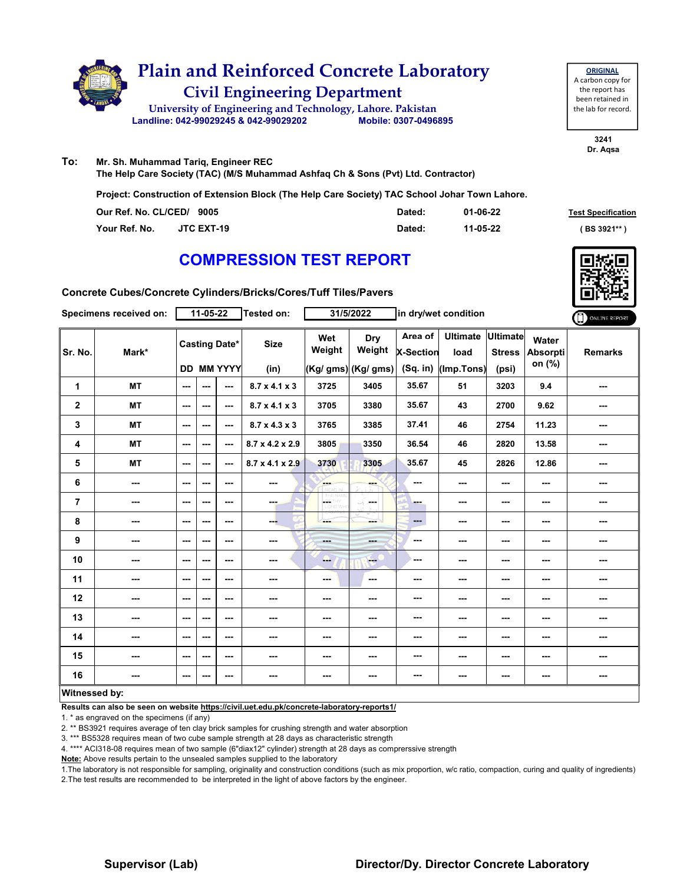# Plain and Reinforced Concrete Laboratory

## Civil Engineering Department

University of Engineering and Technology, Lahore. Pakistan

Landline: 042-99029245 & 042-99029202 Mobile: 0307-0496895

**ORIGINAL**
A carbon copy for the report has been retained in the lab for record.

3241
Dr. Aqsa

**To:** Mr. Sh. Muhammad Tariq, Engineer REC
The Help Care Society (TAC) (M/S Muhammad Ashfaq Ch & Sons (Pvt) Ltd. Contractor)

**Project: Construction of Extension Block (The Help Care Society) TAC School Johar Town Lahore.**

| | | | |
|---|---|---|---|
| Our Ref. No. CL/CED/ 9005 | Dated: | 01-06-22 | Test Specification |
| Your Ref. No. JTC EXT-19 | Dated: | 11-05-22 | ( BS 3921** ) |

# COMPRESSION TEST REPORT

**Concrete Cubes/Concrete Cylinders/Bricks/Cores/Tuff Tiles/Pavers**

Specimens received on: 11-05-22 Tested on: 31/5/2022 in dry/wet condition

| Sr. No. | Mark* | Casting Date* DD | MM | YYYY | Size (in) | Wet Weight (Kg/ gms) | Dry Weight (Kg/ gms) | Area of X-Section (Sq. in) | Ultimate load (Imp.Tons) | Ultimate Stress (psi) | Water Absorption (%) | Remarks |
|---|---|---|---|---|---|---|---|---|---|---|---|---|
| 1 | MT | --- | --- | --- | 8.7 x 4.1 x 3 | 3725 | 3405 | 35.67 | 51 | 3203 | 9.4 | --- |
| 2 | MT | --- | --- | --- | 8.7 x 4.1 x 3 | 3705 | 3380 | 35.67 | 43 | 2700 | 9.62 | --- |
| 3 | MT | --- | --- | --- | 8.7 x 4.3 x 3 | 3765 | 3385 | 37.41 | 46 | 2754 | 11.23 | --- |
| 4 | MT | --- | --- | --- | 8.7 x 4.2 x 2.9 | 3805 | 3350 | 36.54 | 46 | 2820 | 13.58 | --- |
| 5 | MT | --- | --- | --- | 8.7 x 4.1 x 2.9 | 3730 | 3305 | 35.67 | 45 | 2826 | 12.86 | --- |
| 6 | --- | --- | --- | --- | --- | --- | --- | --- | --- | --- | --- | --- |
| 7 | --- | --- | --- | --- | --- | --- | --- | --- | --- | --- | --- | --- |
| 8 | --- | --- | --- | --- | --- | --- | --- | --- | --- | --- | --- | --- |
| 9 | --- | --- | --- | --- | --- | --- | --- | --- | --- | --- | --- | --- |
| 10 | --- | --- | --- | --- | --- | --- | --- | --- | --- | --- | --- | --- |
| 11 | --- | --- | --- | --- | --- | --- | --- | --- | --- | --- | --- | --- |
| 12 | --- | --- | --- | --- | --- | --- | --- | --- | --- | --- | --- | --- |
| 13 | --- | --- | --- | --- | --- | --- | --- | --- | --- | --- | --- | --- |
| 14 | --- | --- | --- | --- | --- | --- | --- | --- | --- | --- | --- | --- |
| 15 | --- | --- | --- | --- | --- | --- | --- | --- | --- | --- | --- | --- |
| 16 | --- | --- | --- | --- | --- | --- | --- | --- | --- | --- | --- | --- |

**Witnessed by:**

**Results can also be seen on website https://civil.uet.edu.pk/concrete-laboratory-reports1/**

1. * as engraved on the specimens (if any)
2. ** BS3921 requires average of ten clay brick samples for crushing strength and water absorption
3. *** BS5328 requires mean of two cube sample strength at 28 days as characteristic strength
4. **** ACI318-08 requires mean of two sample (6"diax12" cylinder) strength at 28 days as comprerssive strength

**Note:** Above results pertain to the unsealed samples supplied to the laboratory

1. The laboratory is not responsible for sampling, originality and construction conditions (such as mix proportion, w/c ratio, compaction, curing and quality of ingredients)
2. The test results are recommended to be interpreted in the light of above factors by the engineer.

**Supervisor (Lab)** **Director/Dy. Director Concrete Laboratory**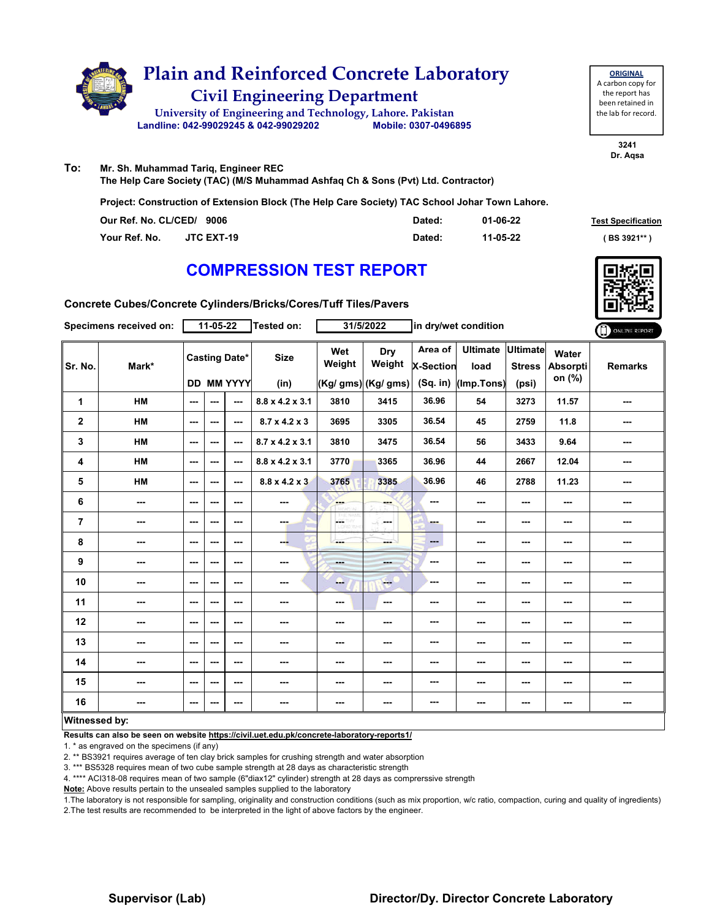# Plain and Reinforced Concrete Laboratory

## Civil Engineering Department

University of Engineering and Technology, Lahore. Pakistan

Landline: 042-99029245 & 042-99029202 Mobile: 0307-0496895

**ORIGINAL**
A carbon copy for the report has been retained in the lab for record.

3241
Dr. Aqsa

**To:** Mr. Sh. Muhammad Tariq, Engineer REC
The Help Care Society (TAC) (M/S Muhammad Ashfaq Ch & Sons (Pvt) Ltd. Contractor)

Project: Construction of Extension Block (The Help Care Society) TAC School Johar Town Lahore.

Our Ref. No. CL/CED/ 9006 Dated: 01-06-22

Your Ref. No. JTC EXT-19 Dated: 11-05-22

Test Specification ( BS 3921** )

# COMPRESSION TEST REPORT

Concrete Cubes/Concrete Cylinders/Bricks/Cores/Tuff Tiles/Pavers

Specimens received on: 11-05-22 Tested on: 31/5/2022 in dry/wet condition

| Sr. No. | Mark* | Casting Date* | | | Size | Wet Weight | Dry Weight | Area of X-Section | Ultimate load | Ultimate Stress | Water Absorption (%) | Remarks |
|---|---|---|---|---|---|---|---|---|---|---|---|---|
| | | DD | MM | YYYY | (in) | (Kg/ gms) | (Kg/ gms) | (Sq. in) | (Imp.Tons) | (psi) | | |
| 1 | HM | --- | --- | --- | 8.8 x 4.2 x 3.1 | 3810 | 3415 | 36.96 | 54 | 3273 | 11.57 | --- |
| 2 | HM | --- | --- | --- | 8.7 x 4.2 x 3 | 3695 | 3305 | 36.54 | 45 | 2759 | 11.8 | --- |
| 3 | HM | --- | --- | --- | 8.7 x 4.2 x 3.1 | 3810 | 3475 | 36.54 | 56 | 3433 | 9.64 | --- |
| 4 | HM | --- | --- | --- | 8.8 x 4.2 x 3.1 | 3770 | 3365 | 36.96 | 44 | 2667 | 12.04 | --- |
| 5 | HM | --- | --- | --- | 8.8 x 4.2 x 3 | 3765 | 3385 | 36.96 | 46 | 2788 | 11.23 | --- |
| 6 | --- | --- | --- | --- | --- | --- | --- | --- | --- | --- | --- | --- |
| 7 | --- | --- | --- | --- | --- | --- | --- | --- | --- | --- | --- | --- |
| 8 | --- | --- | --- | --- | --- | --- | --- | --- | --- | --- | --- | --- |
| 9 | --- | --- | --- | --- | --- | --- | --- | --- | --- | --- | --- | --- |
| 10 | --- | --- | --- | --- | --- | --- | --- | --- | --- | --- | --- | --- |
| 11 | --- | --- | --- | --- | --- | --- | --- | --- | --- | --- | --- | --- |
| 12 | --- | --- | --- | --- | --- | --- | --- | --- | --- | --- | --- | --- |
| 13 | --- | --- | --- | --- | --- | --- | --- | --- | --- | --- | --- | --- |
| 14 | --- | --- | --- | --- | --- | --- | --- | --- | --- | --- | --- | --- |
| 15 | --- | --- | --- | --- | --- | --- | --- | --- | --- | --- | --- | --- |
| 16 | --- | --- | --- | --- | --- | --- | --- | --- | --- | --- | --- | --- |

**Witnessed by:**

**Results can also be seen on website https://civil.uet.edu.pk/concrete-laboratory-reports1/**

1. * as engraved on the specimens (if any)
2. ** BS3921 requires average of ten clay brick samples for crushing strength and water absorption
3. *** BS5328 requires mean of two cube sample strength at 28 days as characteristic strength
4. **** ACI318-08 requires mean of two sample (6"diax12" cylinder) strength at 28 days as comprerssive strength

**Note:** Above results pertain to the unsealed samples supplied to the laboratory

1.The laboratory is not responsible for sampling, originality and construction conditions (such as mix proportion, w/c ratio, compaction, curing and quality of ingredients)
2.The test results are recommended to be interpreted in the light of above factors by the engineer.

**Supervisor (Lab)** **Director/Dy. Director Concrete Laboratory**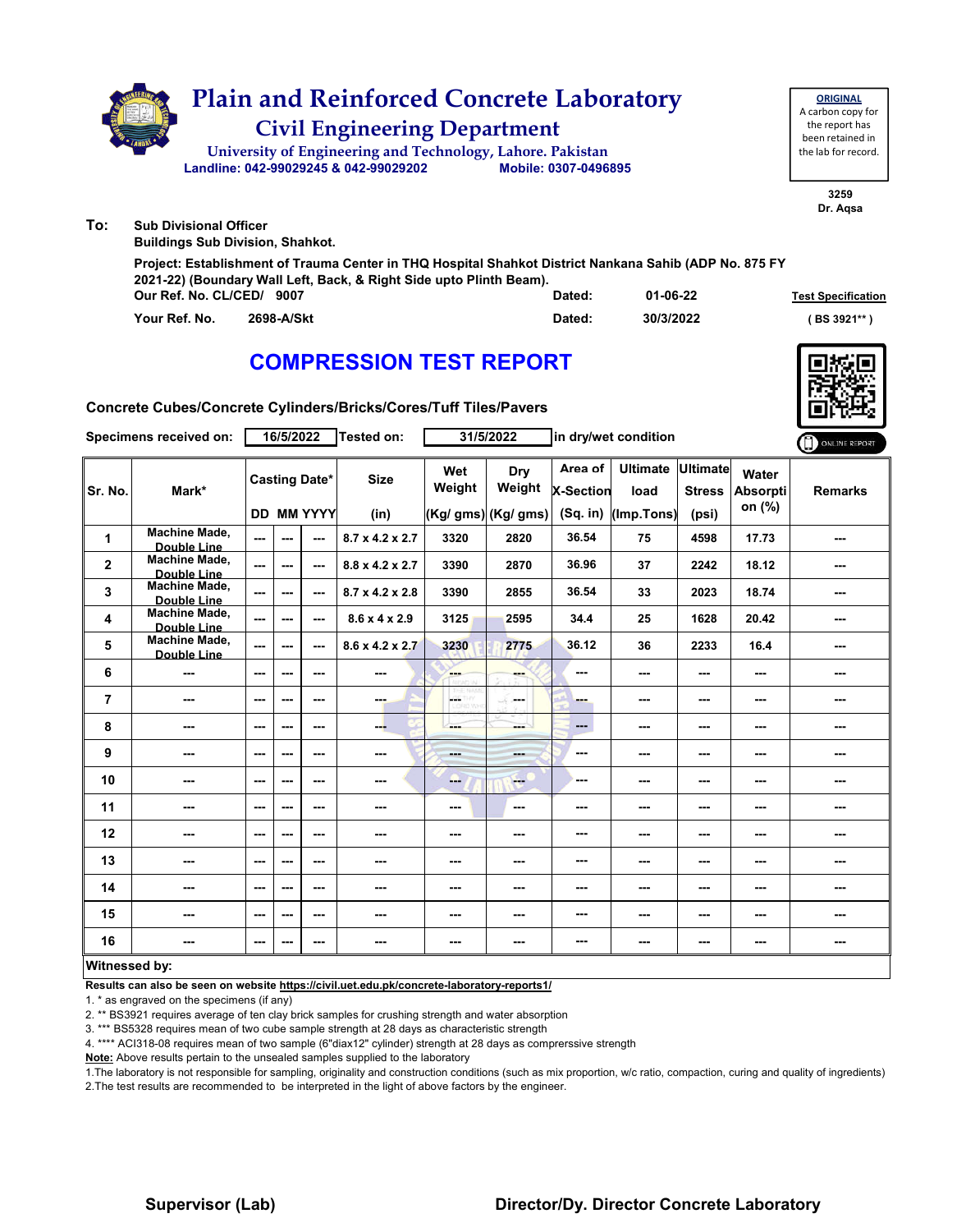# Plain and Reinforced Concrete Laboratory

## Civil Engineering Department

University of Engineering and Technology, Lahore. Pakistan

Landline: 042-99029245 & 042-99029202 Mobile: 0307-0496895

**ORIGINAL**
A carbon copy for the report has been retained in the lab for record.

3259
Dr. Aqsa

**To:** Sub Divisional Officer
Buildings Sub Division, Shahkot.

**Project:** Establishment of Trauma Center in THQ Hospital Shahkot District Nankana Sahib (ADP No. 875 FY 2021-22) (Boundary Wall Left, Back, & Right Side upto Plinth Beam).

Our Ref. No. CL/CED/ 9007 Dated: 01-06-22

Your Ref. No. 2698-A/Skt Dated: 30/3/2022

Test Specification ( BS 3921** )

# COMPRESSION TEST REPORT

**Concrete Cubes/Concrete Cylinders/Bricks/Cores/Tuff Tiles/Pavers**

Specimens received on: 16/5/2022 Tested on: 31/5/2022 in dry/wet condition

| Sr. No. | Mark* | Casting Date* | | | Size | Wet Weight | Dry Weight | Area of X-Section | Ultimate load | Ultimate Stress | Water Absorption (%) | Remarks |
|---|---|---|---|---|---|---|---|---|---|---|---|---|
| | | DD | MM | YYYY | (in) | (Kg/ gms) | (Kg/ gms) | (Sq. in) | (Imp.Tons) | (psi) | | |
| 1 | Machine Made, Double Line | --- | --- | --- | 8.7 x 4.2 x 2.7 | 3320 | 2820 | 36.54 | 75 | 4598 | 17.73 | --- |
| 2 | Machine Made, Double Line | --- | --- | --- | 8.8 x 4.2 x 2.7 | 3390 | 2870 | 36.96 | 37 | 2242 | 18.12 | --- |
| 3 | Machine Made, Double Line | --- | --- | --- | 8.7 x 4.2 x 2.8 | 3390 | 2855 | 36.54 | 33 | 2023 | 18.74 | --- |
| 4 | Machine Made, Double Line | --- | --- | --- | 8.6 x 4 x 2.9 | 3125 | 2595 | 34.4 | 25 | 1628 | 20.42 | --- |
| 5 | Machine Made, Double Line | --- | --- | --- | 8.6 x 4.2 x 2.7 | 3230 | 2775 | 36.12 | 36 | 2233 | 16.4 | --- |
| 6 | --- | --- | --- | --- | --- | --- | --- | --- | --- | --- | --- | --- |
| 7 | --- | --- | --- | --- | --- | --- | --- | --- | --- | --- | --- | --- |
| 8 | --- | --- | --- | --- | --- | --- | --- | --- | --- | --- | --- | --- |
| 9 | --- | --- | --- | --- | --- | --- | --- | --- | --- | --- | --- | --- |
| 10 | --- | --- | --- | --- | --- | --- | --- | --- | --- | --- | --- | --- |
| 11 | --- | --- | --- | --- | --- | --- | --- | --- | --- | --- | --- | --- |
| 12 | --- | --- | --- | --- | --- | --- | --- | --- | --- | --- | --- | --- |
| 13 | --- | --- | --- | --- | --- | --- | --- | --- | --- | --- | --- | --- |
| 14 | --- | --- | --- | --- | --- | --- | --- | --- | --- | --- | --- | --- |
| 15 | --- | --- | --- | --- | --- | --- | --- | --- | --- | --- | --- | --- |
| 16 | --- | --- | --- | --- | --- | --- | --- | --- | --- | --- | --- | --- |

**Witnessed by:**

**Results can also be seen on website https://civil.uet.edu.pk/concrete-laboratory-reports1/**

1. * as engraved on the specimens (if any)
2. ** BS3921 requires average of ten clay brick samples for crushing strength and water absorption
3. *** BS5328 requires mean of two cube sample strength at 28 days as characteristic strength
4. **** ACI318-08 requires mean of two sample (6"diax12" cylinder) strength at 28 days as comprerssive strength

**Note:** Above results pertain to the unsealed samples supplied to the laboratory

1. The laboratory is not responsible for sampling, originality and construction conditions (such as mix proportion, w/c ratio, compaction, curing and quality of ingredients)
2. The test results are recommended to be interpreted in the light of above factors by the engineer.

**Supervisor (Lab)** **Director/Dy. Director Concrete Laboratory**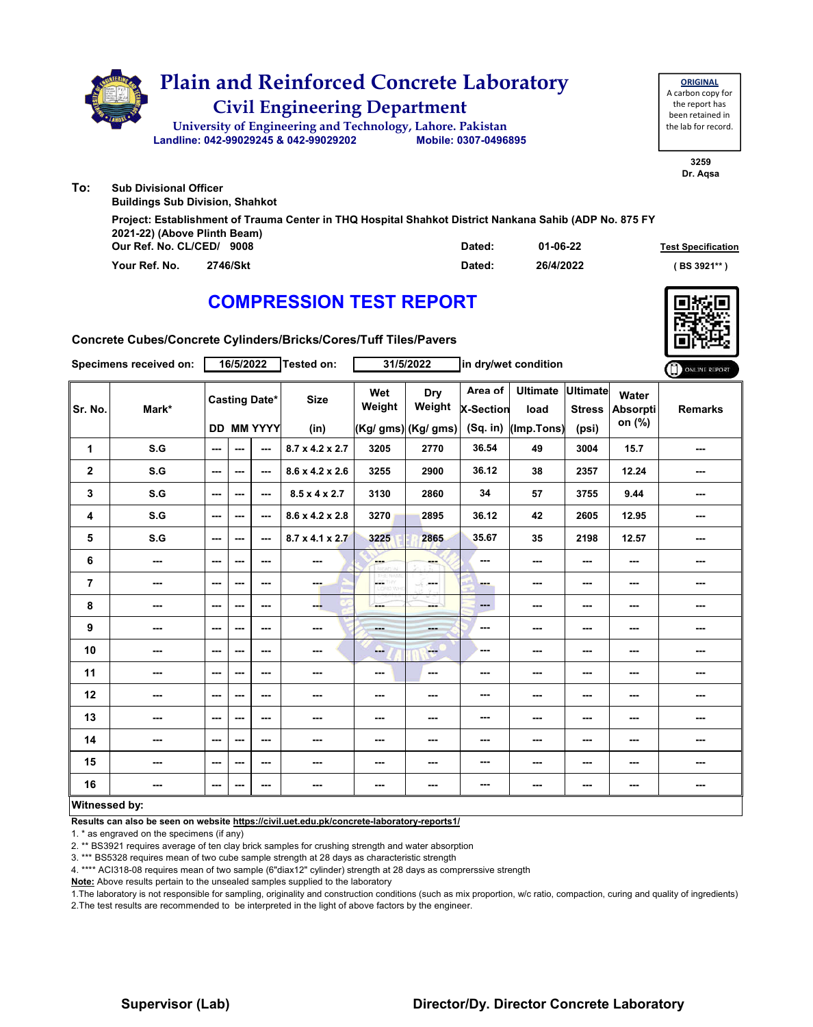# Plain and Reinforced Concrete Laboratory

## Civil Engineering Department

University of Engineering and Technology, Lahore. Pakistan

Landline: 042-99029245 & 042-99029202 Mobile: 0307-0496895

**ORIGINAL**
A carbon copy for the report has been retained in the lab for record.

3259
Dr. Aqsa

**To:** Sub Divisional Officer
Buildings Sub Division, Shahkot

Project: Establishment of Trauma Center in THQ Hospital Shahkot District Nankana Sahib (ADP No. 875 FY 2021-22) (Above Plinth Beam)

Our Ref. No. CL/CED/ 9008 Dated: 01-06-22

Your Ref. No. 2746/Skt Dated: 26/4/2022

Test Specification ( BS 3921** )

# COMPRESSION TEST REPORT

Concrete Cubes/Concrete Cylinders/Bricks/Cores/Tuff Tiles/Pavers

Specimens received on: 16/5/2022 Tested on: 31/5/2022 in dry/wet condition

| Sr. No. | Mark* | Casting Date* | | | Size | Wet Weight | Dry Weight | Area of X-Section | Ultimate load | Ultimate Stress | Water Absorption (%) | Remarks |
|---|---|---|---|---|---|---|---|---|---|---|---|---|
| | | DD | MM | YYYY | (in) | (Kg/ gms) | (Kg/ gms) | (Sq. in) | (Imp.Tons) | (psi) | | |
| 1 | S.G | --- | --- | --- | 8.7 x 4.2 x 2.7 | 3205 | 2770 | 36.54 | 49 | 3004 | 15.7 | --- |
| 2 | S.G | --- | --- | --- | 8.6 x 4.2 x 2.6 | 3255 | 2900 | 36.12 | 38 | 2357 | 12.24 | --- |
| 3 | S.G | --- | --- | --- | 8.5 x 4 x 2.7 | 3130 | 2860 | 34 | 57 | 3755 | 9.44 | --- |
| 4 | S.G | --- | --- | --- | 8.6 x 4.2 x 2.8 | 3270 | 2895 | 36.12 | 42 | 2605 | 12.95 | --- |
| 5 | S.G | --- | --- | --- | 8.7 x 4.1 x 2.7 | 3225 | 2865 | 35.67 | 35 | 2198 | 12.57 | --- |
| 6 | --- | --- | --- | --- | --- | --- | --- | --- | --- | --- | --- | --- |
| 7 | --- | --- | --- | --- | --- | --- | --- | --- | --- | --- | --- | --- |
| 8 | --- | --- | --- | --- | --- | --- | --- | --- | --- | --- | --- | --- |
| 9 | --- | --- | --- | --- | --- | --- | --- | --- | --- | --- | --- | --- |
| 10 | --- | --- | --- | --- | --- | --- | --- | --- | --- | --- | --- | --- |
| 11 | --- | --- | --- | --- | --- | --- | --- | --- | --- | --- | --- | --- |
| 12 | --- | --- | --- | --- | --- | --- | --- | --- | --- | --- | --- | --- |
| 13 | --- | --- | --- | --- | --- | --- | --- | --- | --- | --- | --- | --- |
| 14 | --- | --- | --- | --- | --- | --- | --- | --- | --- | --- | --- | --- |
| 15 | --- | --- | --- | --- | --- | --- | --- | --- | --- | --- | --- | --- |
| 16 | --- | --- | --- | --- | --- | --- | --- | --- | --- | --- | --- | --- |

**Witnessed by:**

**Results can also be seen on website https://civil.uet.edu.pk/concrete-laboratory-reports1/**

1. * as engraved on the specimens (if any)
2. ** BS3921 requires average of ten clay brick samples for crushing strength and water absorption
3. *** BS5328 requires mean of two cube sample strength at 28 days as characteristic strength
4. **** ACI318-08 requires mean of two sample (6"diax12" cylinder) strength at 28 days as comprerssive strength

**Note:** Above results pertain to the unsealed samples supplied to the laboratory

1.The laboratory is not responsible for sampling, originality and construction conditions (such as mix proportion, w/c ratio, compaction, curing and quality of ingredients)
2.The test results are recommended to be interpreted in the light of above factors by the engineer.

**Supervisor (Lab)** **Director/Dy. Director Concrete Laboratory**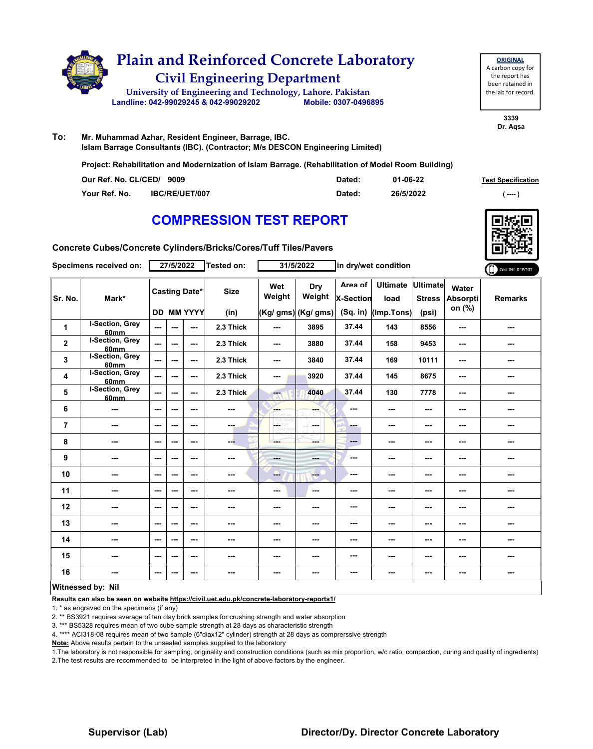# Plain and Reinforced Concrete Laboratory

## Civil Engineering Department

University of Engineering and Technology, Lahore. Pakistan

Landline: 042-99029245 & 042-99029202    Mobile: 0307-0496895

**ORIGINAL**
A carbon copy for the report has been retained in the lab for record.

3339
Dr. Aqsa

**To:** Mr. Muhammad Azhar, Resident Engineer, Barrage, IBC.
Islam Barrage Consultants (IBC). (Contractor; M/s DESCON Engineering Limited)

Project: Rehabilitation and Modernization of Islam Barrage. (Rehabilitation of Model Room Building)

| | | | |
|---|---|---|---|
| Our Ref. No. CL/CED/ 9009 | Dated: | 01-06-22 | Test Specification |
| Your Ref. No. IBC/RE/UET/007 | Dated: | 26/5/2022 | ( ---- ) |

# COMPRESSION TEST REPORT

Concrete Cubes/Concrete Cylinders/Bricks/Cores/Tuff Tiles/Pavers

Specimens received on: 27/5/2022 Tested on: 31/5/2022 in dry/wet condition

ONLINE REPORT

| Sr. No. | Mark* | Casting Date* | | | Size | Wet Weight | Dry Weight | Area of X-Section | Ultimate load | Ultimate Stress | Water Absorption (%) | Remarks |
|---|---|---|---|---|---|---|---|---|---|---|---|---|
| | | DD | MM | YYYY | (in) | (Kg/ gms) | (Kg/ gms) | (Sq. in) | (Imp.Tons) | (psi) | | |
| 1 | I-Section, Grey 60mm | --- | --- | --- | 2.3 Thick | --- | 3895 | 37.44 | 143 | 8556 | --- | --- |
| 2 | I-Section, Grey 60mm | --- | --- | --- | 2.3 Thick | --- | 3880 | 37.44 | 158 | 9453 | --- | --- |
| 3 | I-Section, Grey 60mm | --- | --- | --- | 2.3 Thick | --- | 3840 | 37.44 | 169 | 10111 | --- | --- |
| 4 | I-Section, Grey 60mm | --- | --- | --- | 2.3 Thick | --- | 3920 | 37.44 | 145 | 8675 | --- | --- |
| 5 | I-Section, Grey 60mm | --- | --- | --- | 2.3 Thick | --- | 4040 | 37.44 | 130 | 7778 | --- | --- |
| 6 | --- | --- | --- | --- | --- | --- | --- | --- | --- | --- | --- | --- |
| 7 | --- | --- | --- | --- | --- | --- | --- | --- | --- | --- | --- | --- |
| 8 | --- | --- | --- | --- | --- | --- | --- | --- | --- | --- | --- | --- |
| 9 | --- | --- | --- | --- | --- | --- | --- | --- | --- | --- | --- | --- |
| 10 | --- | --- | --- | --- | --- | --- | --- | --- | --- | --- | --- | --- |
| 11 | --- | --- | --- | --- | --- | --- | --- | --- | --- | --- | --- | --- |
| 12 | --- | --- | --- | --- | --- | --- | --- | --- | --- | --- | --- | --- |
| 13 | --- | --- | --- | --- | --- | --- | --- | --- | --- | --- | --- | --- |
| 14 | --- | --- | --- | --- | --- | --- | --- | --- | --- | --- | --- | --- |
| 15 | --- | --- | --- | --- | --- | --- | --- | --- | --- | --- | --- | --- |
| 16 | --- | --- | --- | --- | --- | --- | --- | --- | --- | --- | --- | --- |

**Witnessed by: Nil**

**Results can also be seen on website https://civil.uet.edu.pk/concrete-laboratory-reports1/**

1. * as engraved on the specimens (if any)
2. ** BS3921 requires average of ten clay brick samples for crushing strength and water absorption
3. *** BS5328 requires mean of two cube sample strength at 28 days as characteristic strength
4. **** ACI318-08 requires mean of two sample (6"diax12" cylinder) strength at 28 days as comprerssive strength

**Note:** Above results pertain to the unsealed samples supplied to the laboratory

1.The laboratory is not responsible for sampling, originality and construction conditions (such as mix proportion, w/c ratio, compaction, curing and quality of ingredients)
2.The test results are recommended to be interpreted in the light of above factors by the engineer.

**Supervisor (Lab)**    **Director/Dy. Director Concrete Laboratory**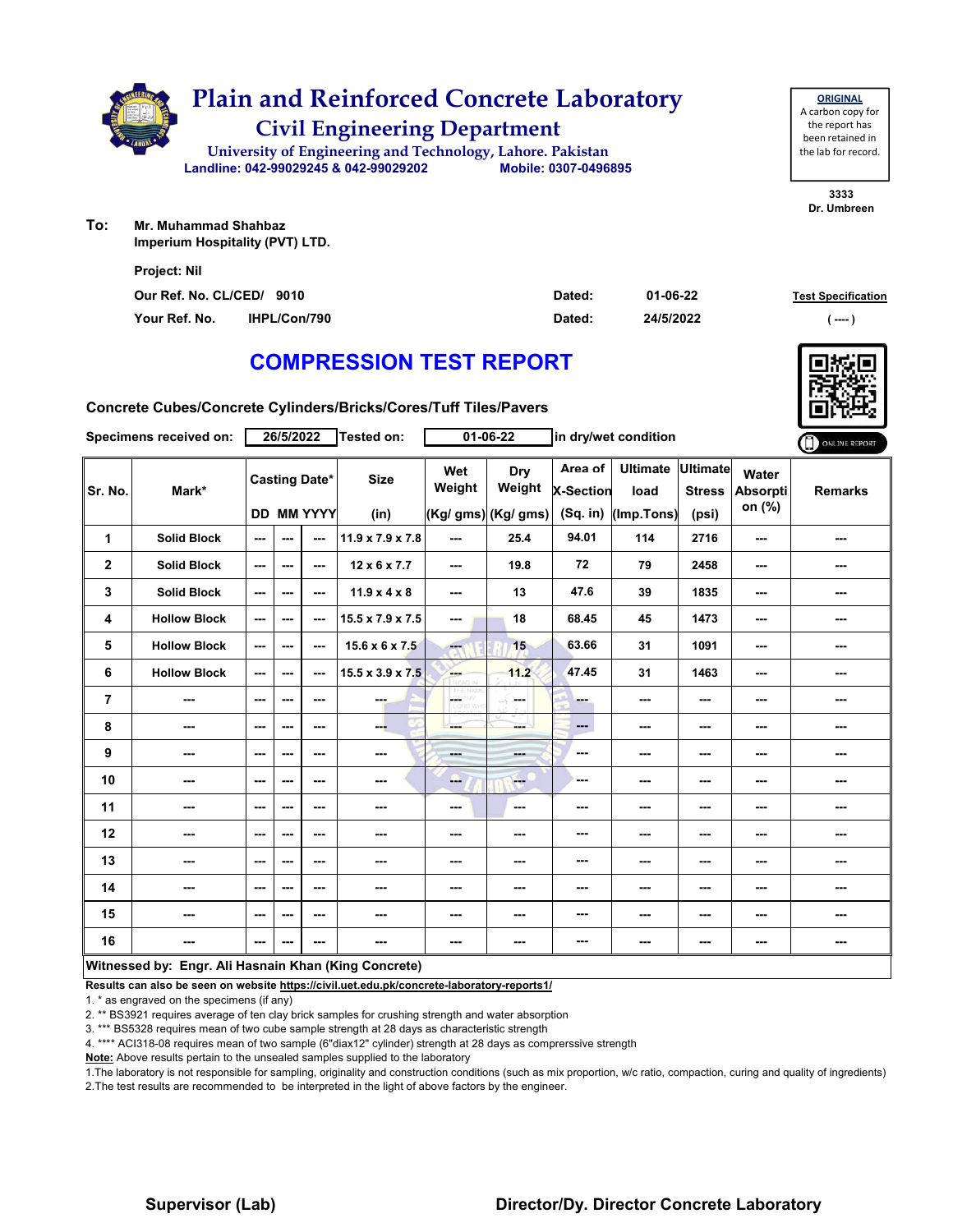# Plain and Reinforced Concrete Laboratory

## Civil Engineering Department

University of Engineering and Technology, Lahore. Pakistan

Landline: 042-99029245 & 042-99029202 Mobile: 0307-0496895

**ORIGINAL**
A carbon copy for the report has been retained in the lab for record.

3333
Dr. Umbreen

**To:** Mr. Muhammad Shahbaz
Imperium Hospitality (PVT) LTD.

Project: Nil

Our Ref. No. CL/CED/ 9010 Dated: 01-06-22

Your Ref. No. IHPL/Con/790 Dated: 24/5/2022

**Test Specification**
( ---- )

## COMPRESSION TEST REPORT

**Concrete Cubes/Concrete Cylinders/Bricks/Cores/Tuff Tiles/Pavers**

Specimens received on: 26/5/2022 Tested on: 01-06-22 in dry/wet condition

ONLINE REPORT

| Sr. No. | Mark* | Casting Date* | | | Size | Wet Weight | Dry Weight | Area of X-Section | Ultimate load | Ultimate Stress | Water Absorption (%) | Remarks |
|---|---|---|---|---|---|---|---|---|---|---|---|---|
| | | DD | MM | YYYY | (in) | (Kg/ gms) | (Kg/ gms) | (Sq. in) | (Imp.Tons) | (psi) | | |
| 1 | Solid Block | --- | --- | --- | 11.9 x 7.9 x 7.8 | --- | 25.4 | 94.01 | 114 | 2716 | --- | --- |
| 2 | Solid Block | --- | --- | --- | 12 x 6 x 7.7 | --- | 19.8 | 72 | 79 | 2458 | --- | --- |
| 3 | Solid Block | --- | --- | --- | 11.9 x 4 x 8 | --- | 13 | 47.6 | 39 | 1835 | --- | --- |
| 4 | Hollow Block | --- | --- | --- | 15.5 x 7.9 x 7.5 | --- | 18 | 68.45 | 45 | 1473 | --- | --- |
| 5 | Hollow Block | --- | --- | --- | 15.6 x 6 x 7.5 | --- | 15 | 63.66 | 31 | 1091 | --- | --- |
| 6 | Hollow Block | --- | --- | --- | 15.5 x 3.9 x 7.5 | --- | 11.2 | 47.45 | 31 | 1463 | --- | --- |
| 7 | --- | --- | --- | --- | --- | --- | --- | --- | --- | --- | --- | --- |
| 8 | --- | --- | --- | --- | --- | --- | --- | --- | --- | --- | --- | --- |
| 9 | --- | --- | --- | --- | --- | --- | --- | --- | --- | --- | --- | --- |
| 10 | --- | --- | --- | --- | --- | --- | --- | --- | --- | --- | --- | --- |
| 11 | --- | --- | --- | --- | --- | --- | --- | --- | --- | --- | --- | --- |
| 12 | --- | --- | --- | --- | --- | --- | --- | --- | --- | --- | --- | --- |
| 13 | --- | --- | --- | --- | --- | --- | --- | --- | --- | --- | --- | --- |
| 14 | --- | --- | --- | --- | --- | --- | --- | --- | --- | --- | --- | --- |
| 15 | --- | --- | --- | --- | --- | --- | --- | --- | --- | --- | --- | --- |
| 16 | --- | --- | --- | --- | --- | --- | --- | --- | --- | --- | --- | --- |

**Witnessed by: Engr. Ali Hasnain Khan (King Concrete)**

**Results can also be seen on website https://civil.uet.edu.pk/concrete-laboratory-reports1/**

1. * as engraved on the specimens (if any)
2. ** BS3921 requires average of ten clay brick samples for crushing strength and water absorption
3. *** BS5328 requires mean of two cube sample strength at 28 days as characteristic strength
4. **** ACI318-08 requires mean of two sample (6"diax12" cylinder) strength at 28 days as comprerssive strength

**Note:** Above results pertain to the unsealed samples supplied to the laboratory

1.The laboratory is not responsible for sampling, originality and construction conditions (such as mix proportion, w/c ratio, compaction, curing and quality of ingredients)
2.The test results are recommended to be interpreted in the light of above factors by the engineer.

**Supervisor (Lab)** **Director/Dy. Director Concrete Laboratory**